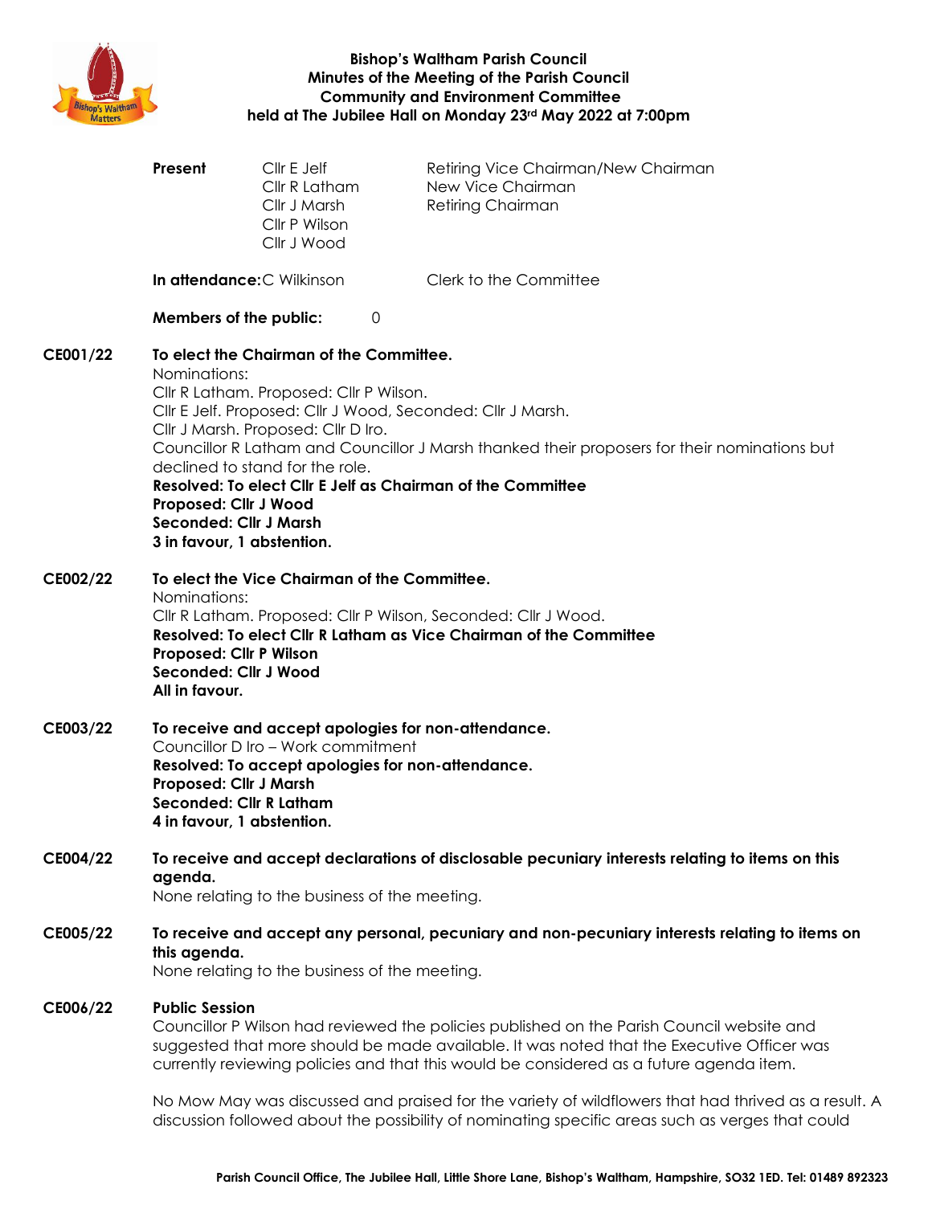# Bishop's Waltham Parish Council
## Minutes of the Meeting of the Parish Council Community and Environment Committee held at The Jubilee Hall on Monday 23rd May 2022 at 7:00pm

| **Present** | Cllr E Jelf | Retiring Vice Chairman/New Chairman |
|---|---|---|
| | Cllr R Latham | New Vice Chairman |
| | Cllr J Marsh | Retiring Chairman |
| | Cllr P Wilson | |
| | Cllr J Wood | |

**In attendance:** C Wilkinson — Clerk to the Committee

**Members of the public:** 0

**CE001/22 To elect the Chairman of the Committee.**

Nominations:
Cllr R Latham. Proposed: Cllr P Wilson.
Cllr E Jelf. Proposed: Cllr J Wood, Seconded: Cllr J Marsh.
Cllr J Marsh. Proposed: Cllr D Iro.
Councillor R Latham and Councillor J Marsh thanked their proposers for their nominations but declined to stand for the role.
**Resolved: To elect Cllr E Jelf as Chairman of the Committee**
**Proposed: Cllr J Wood**
**Seconded: Cllr J Marsh**
**3 in favour, 1 abstention.**

**CE002/22 To elect the Vice Chairman of the Committee.**

Nominations:
Cllr R Latham. Proposed: Cllr P Wilson, Seconded: Cllr J Wood.
**Resolved: To elect Cllr R Latham as Vice Chairman of the Committee**
**Proposed: Cllr P Wilson**
**Seconded: Cllr J Wood**
**All in favour.**

**CE003/22 To receive and accept apologies for non-attendance.**

Councillor D Iro – Work commitment
**Resolved: To accept apologies for non-attendance.**
**Proposed: Cllr J Marsh**
**Seconded: Cllr R Latham**
**4 in favour, 1 abstention.**

**CE004/22 To receive and accept declarations of disclosable pecuniary interests relating to items on this agenda.**

None relating to the business of the meeting.

**CE005/22 To receive and accept any personal, pecuniary and non-pecuniary interests relating to items on this agenda.**

None relating to the business of the meeting.

**CE006/22 Public Session**

Councillor P Wilson had reviewed the policies published on the Parish Council website and suggested that more should be made available. It was noted that the Executive Officer was currently reviewing policies and that this would be considered as a future agenda item.

No Mow May was discussed and praised for the variety of wildflowers that had thrived as a result. A discussion followed about the possibility of nominating specific areas such as verges that could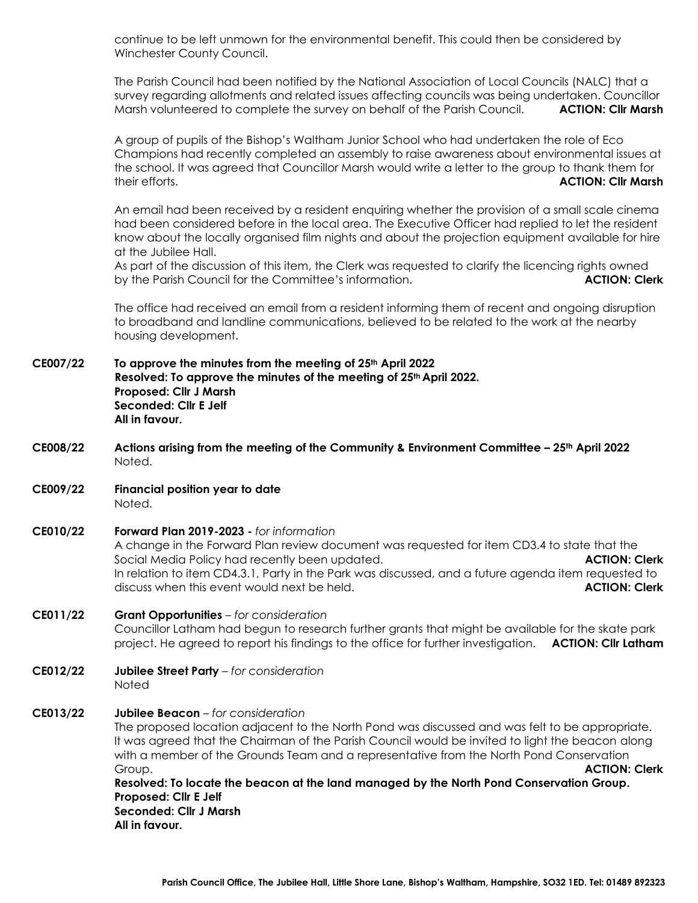continue to be left unmown for the environmental benefit. This could then be considered by Winchester County Council.

The Parish Council had been notified by the National Association of Local Councils (NALC) that a survey regarding allotments and related issues affecting councils was being undertaken. Councillor Marsh volunteered to complete the survey on behalf of the Parish Council. **ACTION: Cllr Marsh**

A group of pupils of the Bishop's Waltham Junior School who had undertaken the role of Eco Champions had recently completed an assembly to raise awareness about environmental issues at the school. It was agreed that Councillor Marsh would write a letter to the group to thank them for their efforts. **ACTION: Cllr Marsh**

An email had been received by a resident enquiring whether the provision of a small scale cinema had been considered before in the local area. The Executive Officer had replied to let the resident know about the locally organised film nights and about the projection equipment available for hire at the Jubilee Hall.
As part of the discussion of this item, the Clerk was requested to clarify the licencing rights owned by the Parish Council for the Committee's information. **ACTION: Clerk**

The office had received an email from a resident informing them of recent and ongoing disruption to broadband and landline communications, believed to be related to the work at the nearby housing development.

**CE007/22 To approve the minutes from the meeting of 25th April 2022**
**Resolved: To approve the minutes of the meeting of 25th April 2022.**
**Proposed: Cllr J Marsh**
**Seconded: Cllr E Jelf**
**All in favour.**

**CE008/22 Actions arising from the meeting of the Community & Environment Committee – 25th April 2022**
Noted.

**CE009/22 Financial position year to date**
Noted.

**CE010/22 Forward Plan 2019-2023 -** *for information*
A change in the Forward Plan review document was requested for item CD3.4 to state that the Social Media Policy had recently been updated. **ACTION: Clerk**
In relation to item CD4.3.1, Party in the Park was discussed, and a future agenda item requested to discuss when this event would next be held. **ACTION: Clerk**

**CE011/22 Grant Opportunities** – *for consideration*
Councillor Latham had begun to research further grants that might be available for the skate park project. He agreed to report his findings to the office for further investigation. **ACTION: Cllr Latham**

**CE012/22 Jubilee Street Party** – *for consideration*
Noted

**CE013/22 Jubilee Beacon** – *for consideration*
The proposed location adjacent to the North Pond was discussed and was felt to be appropriate. It was agreed that the Chairman of the Parish Council would be invited to light the beacon along with a member of the Grounds Team and a representative from the North Pond Conservation Group. **ACTION: Clerk**
**Resolved: To locate the beacon at the land managed by the North Pond Conservation Group.**
**Proposed: Cllr E Jelf**
**Seconded: Cllr J Marsh**
**All in favour.**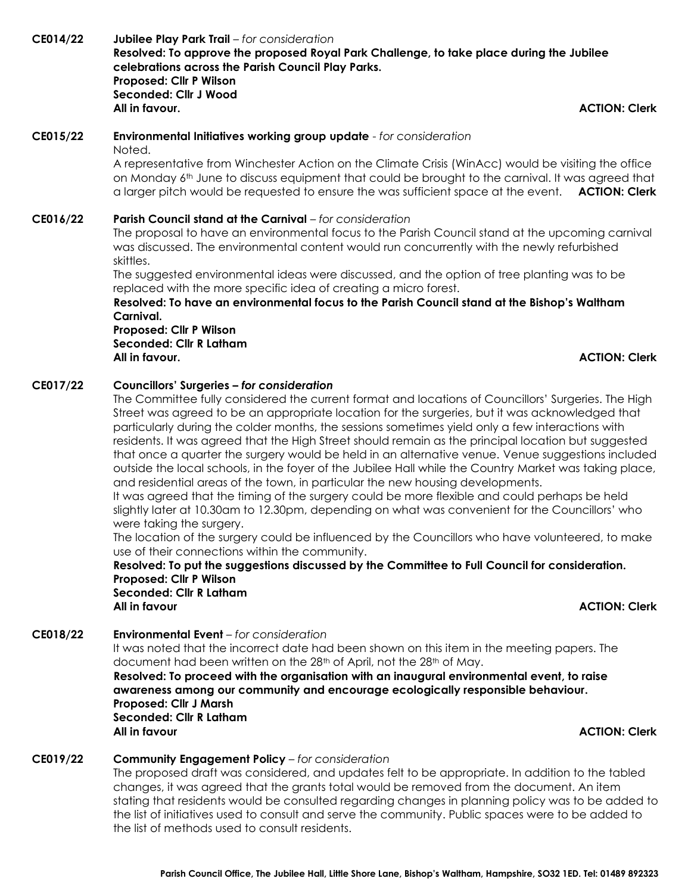**CE014/22** **Jubilee Play Park Trail** – *for consideration*
**Resolved: To approve the proposed Royal Park Challenge, to take place during the Jubilee celebrations across the Parish Council Play Parks.**
**Proposed: Cllr P Wilson**
**Seconded: Cllr J Wood**
**All in favour.** **ACTION: Clerk**

**CE015/22** **Environmental Initiatives working group update** - *for consideration*
Noted.
A representative from Winchester Action on the Climate Crisis (WinAcc) would be visiting the office on Monday 6th June to discuss equipment that could be brought to the carnival. It was agreed that a larger pitch would be requested to ensure the was sufficient space at the event. **ACTION: Clerk**

**CE016/22** **Parish Council stand at the Carnival** – *for consideration*
The proposal to have an environmental focus to the Parish Council stand at the upcoming carnival was discussed. The environmental content would run concurrently with the newly refurbished skittles.
The suggested environmental ideas were discussed, and the option of tree planting was to be replaced with the more specific idea of creating a micro forest.
**Resolved: To have an environmental focus to the Parish Council stand at the Bishop's Waltham Carnival.**
**Proposed: Cllr P Wilson**
**Seconded: Cllr R Latham**
**All in favour.** **ACTION: Clerk**

**CE017/22** **Councillors' Surgeries –** ***for consideration***
The Committee fully considered the current format and locations of Councillors' Surgeries. The High Street was agreed to be an appropriate location for the surgeries, but it was acknowledged that particularly during the colder months, the sessions sometimes yield only a few interactions with residents. It was agreed that the High Street should remain as the principal location but suggested that once a quarter the surgery would be held in an alternative venue. Venue suggestions included outside the local schools, in the foyer of the Jubilee Hall while the Country Market was taking place, and residential areas of the town, in particular the new housing developments.
It was agreed that the timing of the surgery could be more flexible and could perhaps be held slightly later at 10.30am to 12.30pm, depending on what was convenient for the Councillors' who were taking the surgery.
The location of the surgery could be influenced by the Councillors who have volunteered, to make use of their connections within the community.
**Resolved: To put the suggestions discussed by the Committee to Full Council for consideration.**
**Proposed: Cllr P Wilson**
**Seconded: Cllr R Latham**
**All in favour** **ACTION: Clerk**

**CE018/22** **Environmental Event** – *for consideration*
It was noted that the incorrect date had been shown on this item in the meeting papers. The document had been written on the 28th of April, not the 28th of May.
**Resolved: To proceed with the organisation with an inaugural environmental event, to raise awareness among our community and encourage ecologically responsible behaviour.**
**Proposed: Cllr J Marsh**
**Seconded: Cllr R Latham**
**All in favour** **ACTION: Clerk**

**CE019/22** **Community Engagement Policy** – *for consideration*
The proposed draft was considered, and updates felt to be appropriate. In addition to the tabled changes, it was agreed that the grants total would be removed from the document. An item stating that residents would be consulted regarding changes in planning policy was to be added to the list of initiatives used to consult and serve the community. Public spaces were to be added to the list of methods used to consult residents.

**Parish Council Office, The Jubilee Hall, Little Shore Lane, Bishop's Waltham, Hampshire, SO32 1ED. Tel: 01489 892323**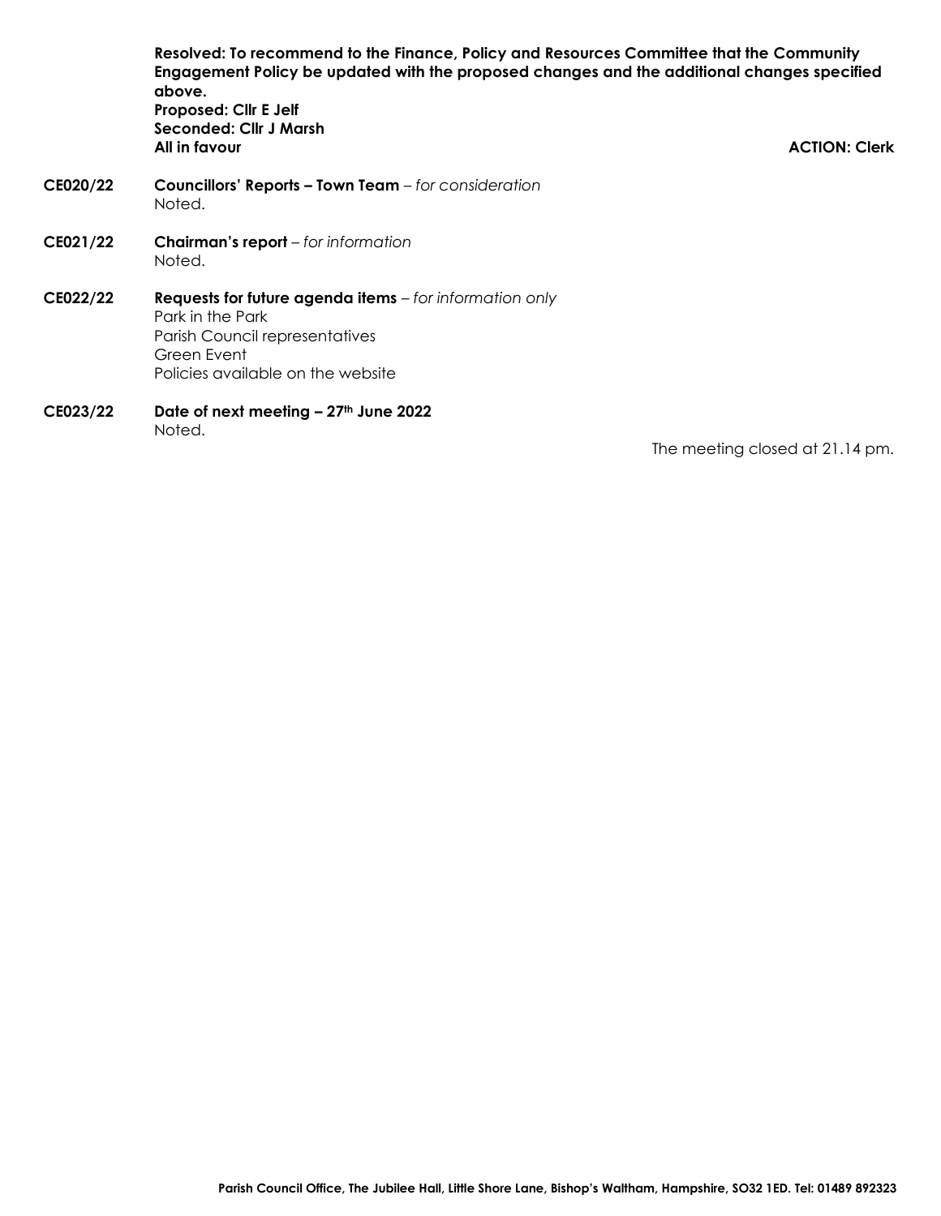**Resolved: To recommend to the Finance, Policy and Resources Committee that the Community Engagement Policy be updated with the proposed changes and the additional changes specified above.**
**Proposed: Cllr E Jelf**
**Seconded: Cllr J Marsh**
**All in favour** **ACTION: Clerk**

**CE020/22** **Councillors' Reports – Town Team** – *for consideration*
Noted.

**CE021/22** **Chairman's report** – *for information*
Noted.

**CE022/22** **Requests for future agenda items** – *for information only*
Park in the Park
Parish Council representatives
Green Event
Policies available on the website

**CE023/22** **Date of next meeting – 27th June 2022**
Noted.

The meeting closed at 21.14 pm.

**Parish Council Office, The Jubilee Hall, Little Shore Lane, Bishop's Waltham, Hampshire, SO32 1ED. Tel: 01489 892323**